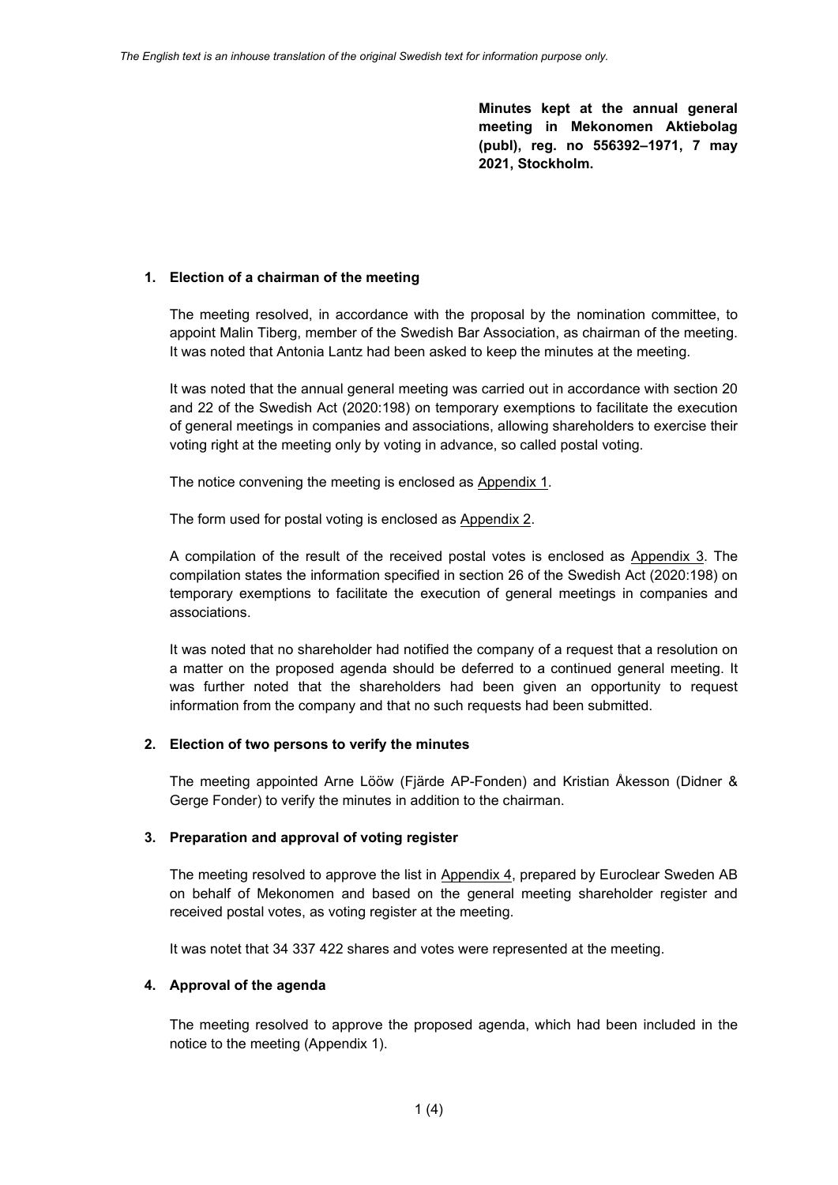*The English text is an inhouse translation of the original Swedish text for information purpose only.*

**Minutes kept at the annual general meeting in Mekonomen Aktiebolag (publ), reg. no 556392–1971, 7 may 2021, Stockholm.**

## 1. Election of a chairman of the meeting

The meeting resolved, in accordance with the proposal by the nomination committee, to appoint Malin Tiberg, member of the Swedish Bar Association, as chairman of the meeting. It was noted that Antonia Lantz had been asked to keep the minutes at the meeting.

It was noted that the annual general meeting was carried out in accordance with section 20 and 22 of the Swedish Act (2020:198) on temporary exemptions to facilitate the execution of general meetings in companies and associations, allowing shareholders to exercise their voting right at the meeting only by voting in advance, so called postal voting.

The notice convening the meeting is enclosed as Appendix 1.

The form used for postal voting is enclosed as Appendix 2.

A compilation of the result of the received postal votes is enclosed as Appendix 3. The compilation states the information specified in section 26 of the Swedish Act (2020:198) on temporary exemptions to facilitate the execution of general meetings in companies and associations.

It was noted that no shareholder had notified the company of a request that a resolution on a matter on the proposed agenda should be deferred to a continued general meeting. It was further noted that the shareholders had been given an opportunity to request information from the company and that no such requests had been submitted.

## 2. Election of two persons to verify the minutes

The meeting appointed Arne Lööw (Fjärde AP-Fonden) and Kristian Åkesson (Didner & Gerge Fonder) to verify the minutes in addition to the chairman.

## 3. Preparation and approval of voting register

The meeting resolved to approve the list in Appendix 4, prepared by Euroclear Sweden AB on behalf of Mekonomen and based on the general meeting shareholder register and received postal votes, as voting register at the meeting.

It was notet that 34 337 422 shares and votes were represented at the meeting.

## 4. Approval of the agenda

The meeting resolved to approve the proposed agenda, which had been included in the notice to the meeting (Appendix 1).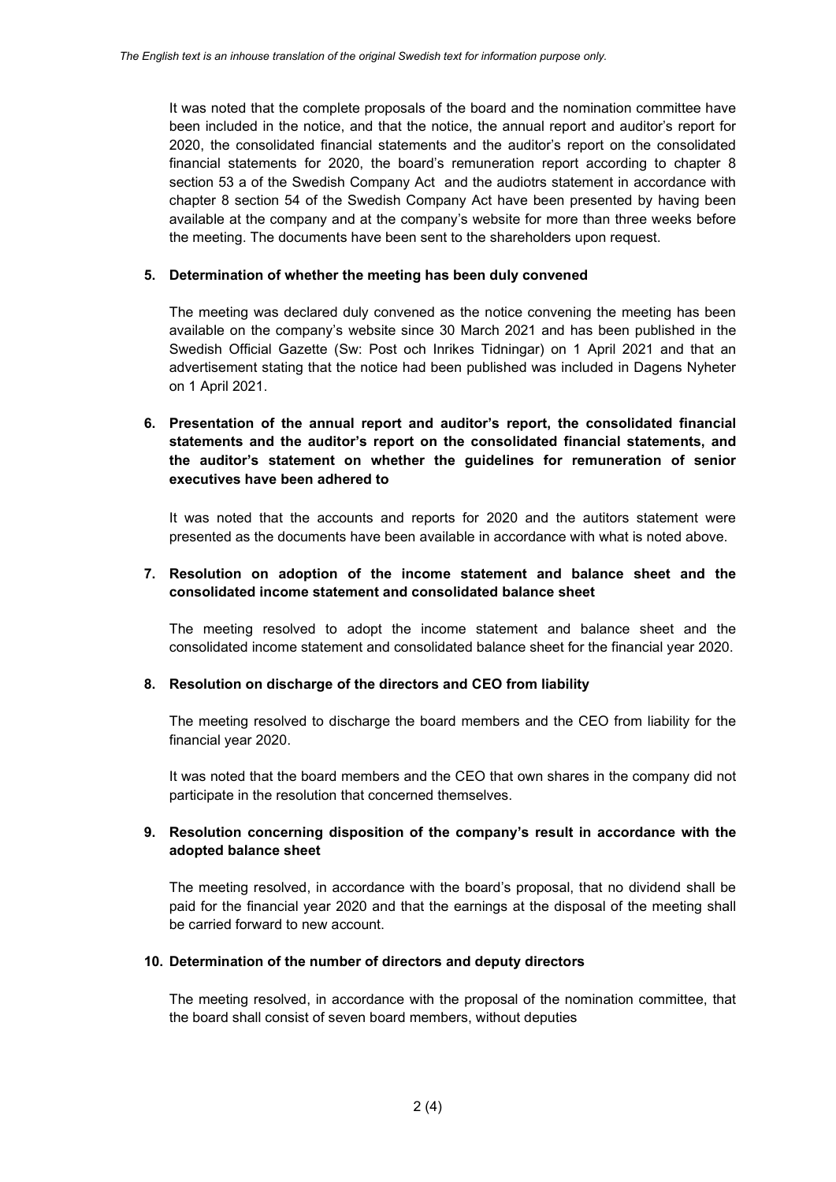It was noted that the complete proposals of the board and the nomination committee have been included in the notice, and that the notice, the annual report and auditor's report for 2020, the consolidated financial statements and the auditor's report on the consolidated financial statements for 2020, the board's remuneration report according to chapter 8 section 53 a of the Swedish Company Act and the audiotrs statement in accordance with chapter 8 section 54 of the Swedish Company Act have been presented by having been available at the company and at the company's website for more than three weeks before the meeting. The documents have been sent to the shareholders upon request.

**5. Determination of whether the meeting has been duly convened**

The meeting was declared duly convened as the notice convening the meeting has been available on the company's website since 30 March 2021 and has been published in the Swedish Official Gazette (Sw: Post och Inrikes Tidningar) on 1 April 2021 and that an advertisement stating that the notice had been published was included in Dagens Nyheter on 1 April 2021.

**6. Presentation of the annual report and auditor's report, the consolidated financial statements and the auditor's report on the consolidated financial statements, and the auditor's statement on whether the guidelines for remuneration of senior executives have been adhered to**

It was noted that the accounts and reports for 2020 and the autitors statement were presented as the documents have been available in accordance with what is noted above.

**7. Resolution on adoption of the income statement and balance sheet and the consolidated income statement and consolidated balance sheet**

The meeting resolved to adopt the income statement and balance sheet and the consolidated income statement and consolidated balance sheet for the financial year 2020.

**8. Resolution on discharge of the directors and CEO from liability**

The meeting resolved to discharge the board members and the CEO from liability for the financial year 2020.

It was noted that the board members and the CEO that own shares in the company did not participate in the resolution that concerned themselves.

**9. Resolution concerning disposition of the company's result in accordance with the adopted balance sheet**

The meeting resolved, in accordance with the board's proposal, that no dividend shall be paid for the financial year 2020 and that the earnings at the disposal of the meeting shall be carried forward to new account.

**10. Determination of the number of directors and deputy directors**

The meeting resolved, in accordance with the proposal of the nomination committee, that the board shall consist of seven board members, without deputies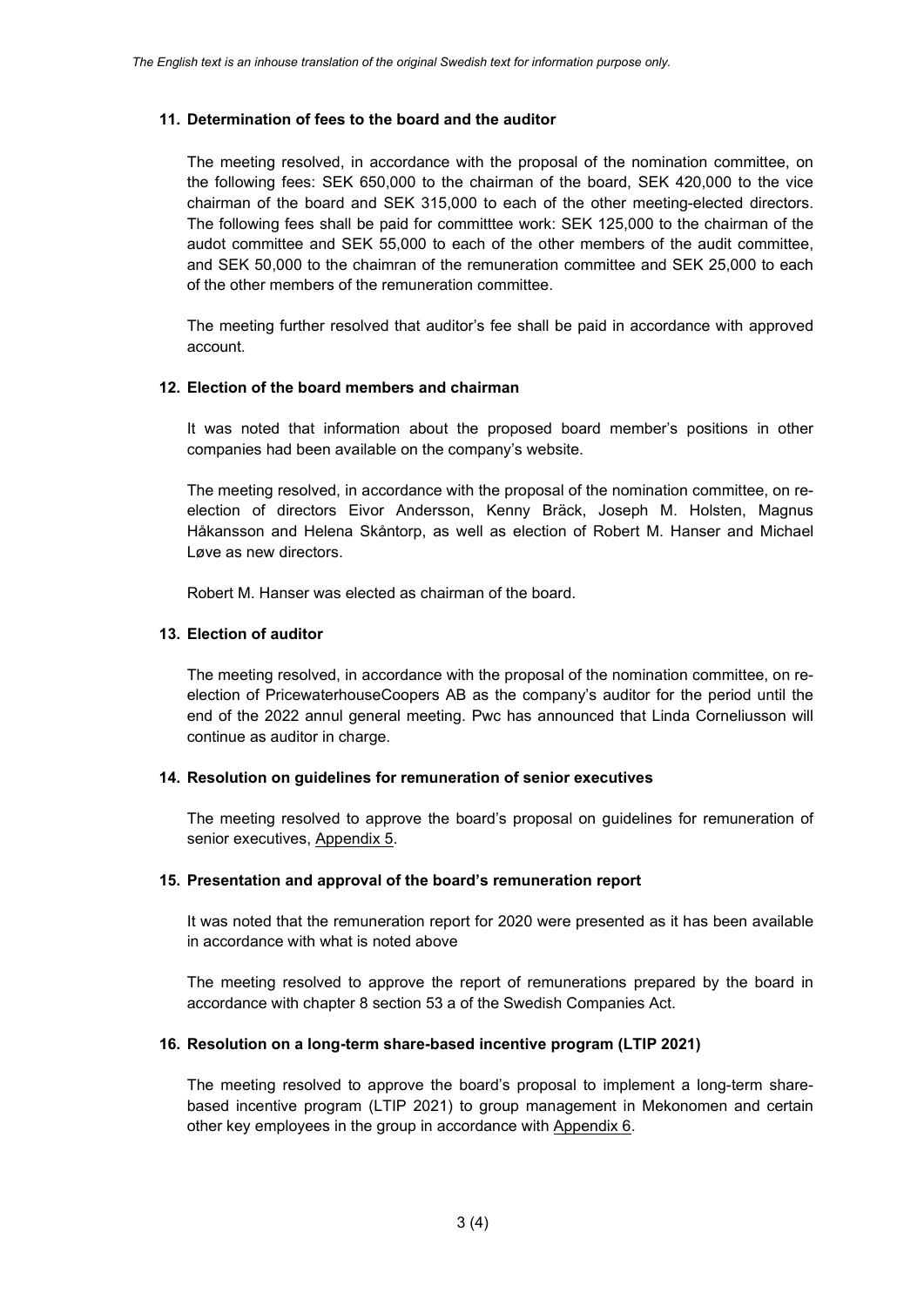*The English text is an inhouse translation of the original Swedish text for information purpose only.*

**11. Determination of fees to the board and the auditor**

The meeting resolved, in accordance with the proposal of the nomination committee, on the following fees: SEK 650,000 to the chairman of the board, SEK 420,000 to the vice chairman of the board and SEK 315,000 to each of the other meeting-elected directors. The following fees shall be paid for committtee work: SEK 125,000 to the chairman of the audot committee and SEK 55,000 to each of the other members of the audit committee, and SEK 50,000 to the chaimran of the remuneration committee and SEK 25,000 to each of the other members of the remuneration committee.

The meeting further resolved that auditor's fee shall be paid in accordance with approved account.

**12. Election of the board members and chairman**

It was noted that information about the proposed board member's positions in other companies had been available on the company's website.

The meeting resolved, in accordance with the proposal of the nomination committee, on re-election of directors Eivor Andersson, Kenny Bräck, Joseph M. Holsten, Magnus Håkansson and Helena Skåntorp, as well as election of Robert M. Hanser and Michael Løve as new directors.

Robert M. Hanser was elected as chairman of the board.

**13. Election of auditor**

The meeting resolved, in accordance with the proposal of the nomination committee, on re-election of PricewaterhouseCoopers AB as the company's auditor for the period until the end of the 2022 annul general meeting. Pwc has announced that Linda Corneliusson will continue as auditor in charge.

**14. Resolution on guidelines for remuneration of senior executives**

The meeting resolved to approve the board's proposal on guidelines for remuneration of senior executives, Appendix 5.

**15. Presentation and approval of the board's remuneration report**

It was noted that the remuneration report for 2020 were presented as it has been available in accordance with what is noted above

The meeting resolved to approve the report of remunerations prepared by the board in accordance with chapter 8 section 53 a of the Swedish Companies Act.

**16. Resolution on a long-term share-based incentive program (LTIP 2021)**

The meeting resolved to approve the board's proposal to implement a long-term share-based incentive program (LTIP 2021) to group management in Mekonomen and certain other key employees in the group in accordance with Appendix 6.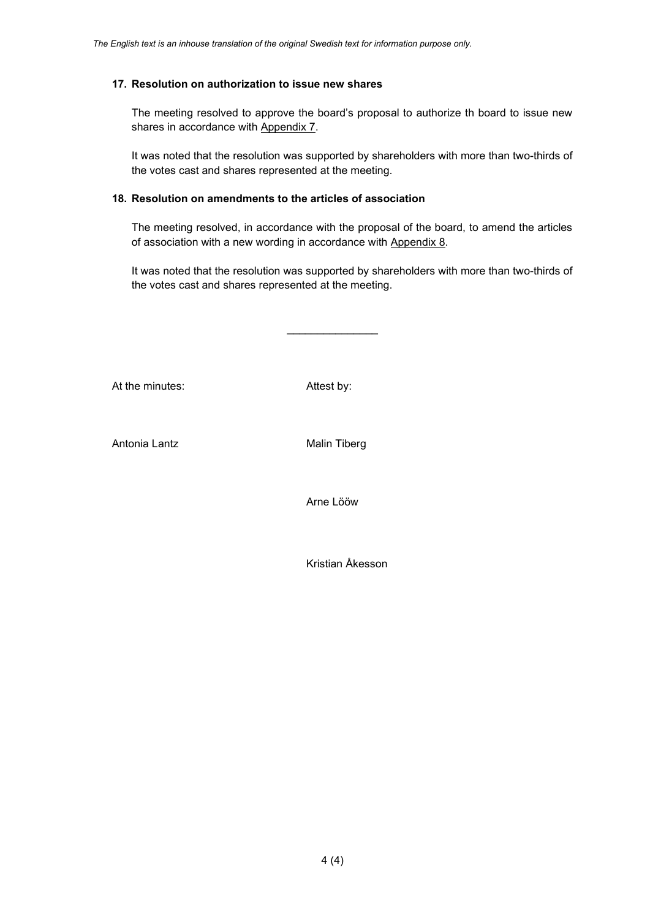*The English text is an inhouse translation of the original Swedish text for information purpose only.*

**17. Resolution on authorization to issue new shares**

The meeting resolved to approve the board's proposal to authorize th board to issue new shares in accordance with Appendix 7.

It was noted that the resolution was supported by shareholders with more than two-thirds of the votes cast and shares represented at the meeting.

**18. Resolution on amendments to the articles of association**

The meeting resolved, in accordance with the proposal of the board, to amend the articles of association with a new wording in accordance with Appendix 8.

It was noted that the resolution was supported by shareholders with more than two-thirds of the votes cast and shares represented at the meeting.

_______________

| | |
|---|---|
| At the minutes: | Attest by: |
| Antonia Lantz | Malin Tiberg |
| | Arne Lööw |
| | Kristian Åkesson |